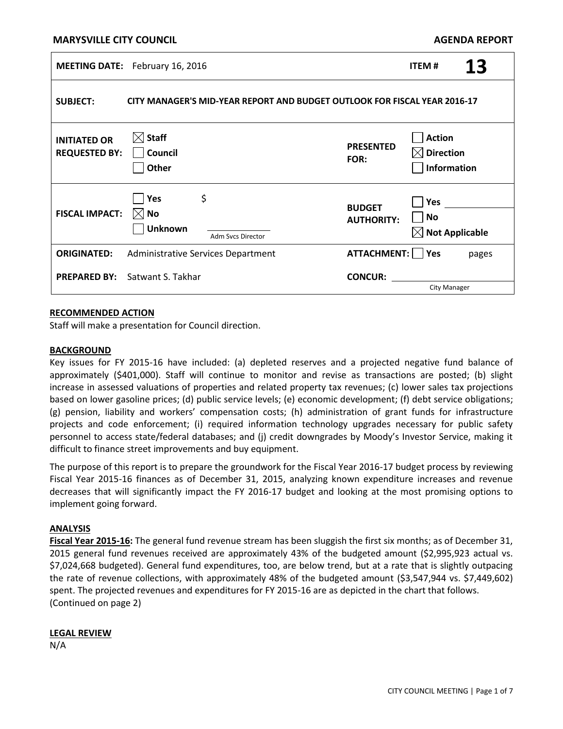**MARYSVILLE CITY COUNCIL** **AGENDA REPORT**

| | | | |
|---|---|---|---|
| **MEETING DATE:** | February 16, 2016 | **ITEM #** | **13** |
| **SUBJECT:** | CITY MANAGER'S MID-YEAR REPORT AND BUDGET OUTLOOK FOR FISCAL YEAR 2016-17 | | |
| **INITIATED OR REQUESTED BY:** | ☒ Staff<br>☐ Council<br>☐ Other | **PRESENTED FOR:** | ☐ Action<br>☒ Direction<br>☐ Information |
| **FISCAL IMPACT:** | ☐ Yes $<br>☒ No<br>☐ Unknown ______ Adm Svcs Director | **BUDGET AUTHORITY:** | ☐ Yes ______<br>☐ No<br>☒ Not Applicable |
| **ORIGINATED:** | Administrative Services Department | **ATTACHMENT:** | ☐ Yes pages |
| **PREPARED BY:** | Satwant S. Takhar | **CONCUR:** | ______ City Manager |

**RECOMMENDED ACTION**

Staff will make a presentation for Council direction.

**BACKGROUND**

Key issues for FY 2015-16 have included: (a) depleted reserves and a projected negative fund balance of approximately ($401,000). Staff will continue to monitor and revise as transactions are posted; (b) slight increase in assessed valuations of properties and related property tax revenues; (c) lower sales tax projections based on lower gasoline prices; (d) public service levels; (e) economic development; (f) debt service obligations; (g) pension, liability and workers' compensation costs; (h) administration of grant funds for infrastructure projects and code enforcement; (i) required information technology upgrades necessary for public safety personnel to access state/federal databases; and (j) credit downgrades by Moody's Investor Service, making it difficult to finance street improvements and buy equipment.

The purpose of this report is to prepare the groundwork for the Fiscal Year 2016-17 budget process by reviewing Fiscal Year 2015-16 finances as of December 31, 2015, analyzing known expenditure increases and revenue decreases that will significantly impact the FY 2016-17 budget and looking at the most promising options to implement going forward.

**ANALYSIS**

**Fiscal Year 2015-16:** The general fund revenue stream has been sluggish the first six months; as of December 31, 2015 general fund revenues received are approximately 43% of the budgeted amount ($2,995,923 actual vs. $7,024,668 budgeted). General fund expenditures, too, are below trend, but at a rate that is slightly outpacing the rate of revenue collections, with approximately 48% of the budgeted amount ($3,547,944 vs. $7,449,602) spent. The projected revenues and expenditures for FY 2015-16 are as depicted in the chart that follows. (Continued on page 2)

**LEGAL REVIEW**

N/A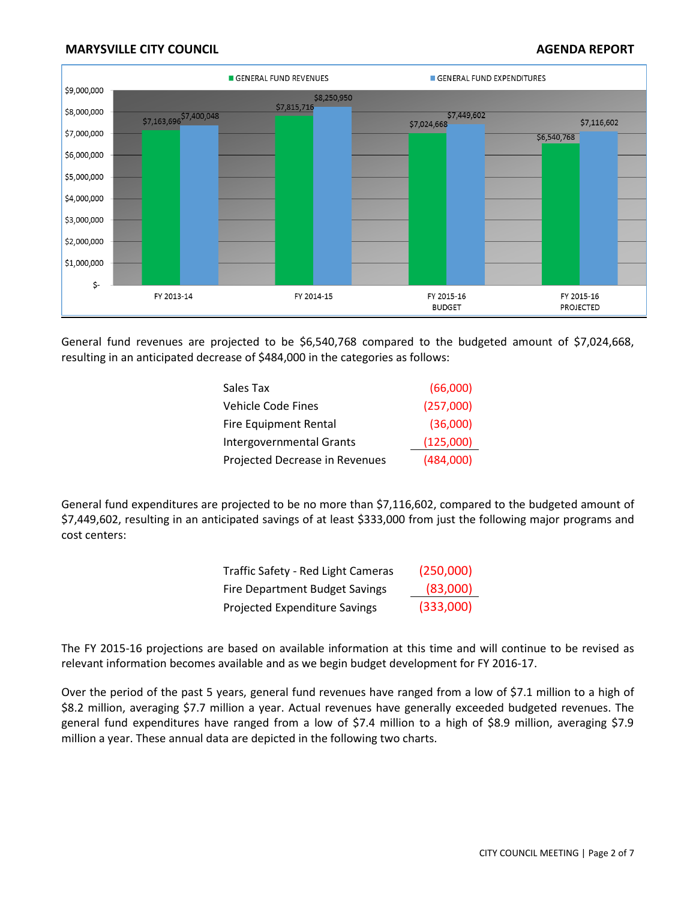General fund revenues are projected to be $6,540,768 compared to the budgeted amount of $7,024,668, resulting in an anticipated decrease of $484,000 in the categories as follows:

| | |
|---|---|
| Sales Tax | (66,000) |
| Vehicle Code Fines | (257,000) |
| Fire Equipment Rental | (36,000) |
| Intergovernmental Grants | (125,000) |
| Projected Decrease in Revenues | (484,000) |

General fund expenditures are projected to be no more than $7,116,602, compared to the budgeted amount of $7,449,602, resulting in an anticipated savings of at least $333,000 from just the following major programs and cost centers:

| | |
|---|---|
| Traffic Safety - Red Light Cameras | (250,000) |
| Fire Department Budget Savings | (83,000) |
| Projected Expenditure Savings | (333,000) |

The FY 2015-16 projections are based on available information at this time and will continue to be revised as relevant information becomes available and as we begin budget development for FY 2016-17.

Over the period of the past 5 years, general fund revenues have ranged from a low of $7.1 million to a high of $8.2 million, averaging $7.7 million a year. Actual revenues have generally exceeded budgeted revenues. The general fund expenditures have ranged from a low of $7.4 million to a high of $8.9 million, averaging $7.9 million a year. These annual data are depicted in the following two charts.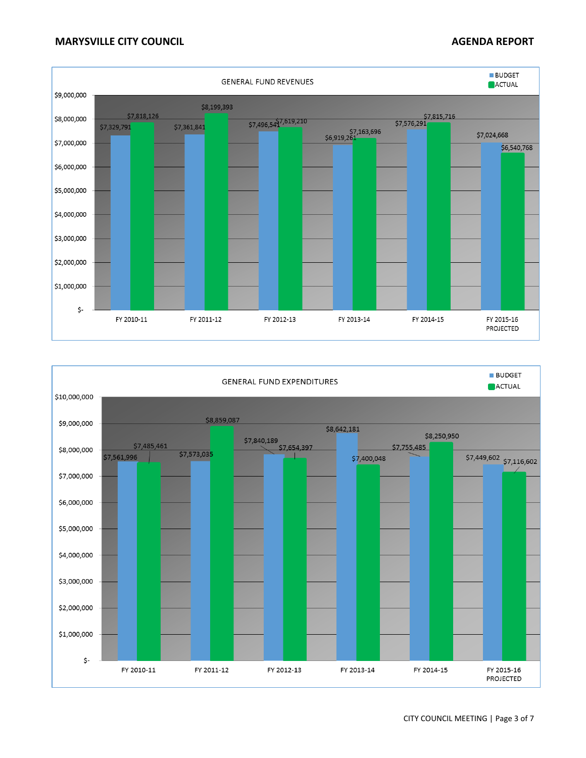GENERAL FUND REVENUES

| | BUDGET | ACTUAL |
|---|---|---|
| FY 2010-11 | $7,329,791 | $7,818,126 |
| FY 2011-12 | $7,361,841 | $8,199,393 |
| FY 2012-13 | $7,496,541 | $7,619,210 |
| FY 2013-14 | $6,919,261 | $7,163,696 |
| FY 2014-15 | $7,576,291 | $7,815,716 |
| FY 2015-16 PROJECTED | $7,024,668 | $6,540,768 |

GENERAL FUND EXPENDITURES

| | BUDGET | ACTUAL |
|---|---|---|
| FY 2010-11 | $7,561,996 | $7,485,461 |
| FY 2011-12 | $7,573,035 | $8,859,087 |
| FY 2012-13 | $7,840,189 | $7,654,397 |
| FY 2013-14 | $8,642,181 | $7,400,048 |
| FY 2014-15 | $7,755,485 | $8,250,950 |
| FY 2015-16 PROJECTED | $7,449,602 | $7,116,602 |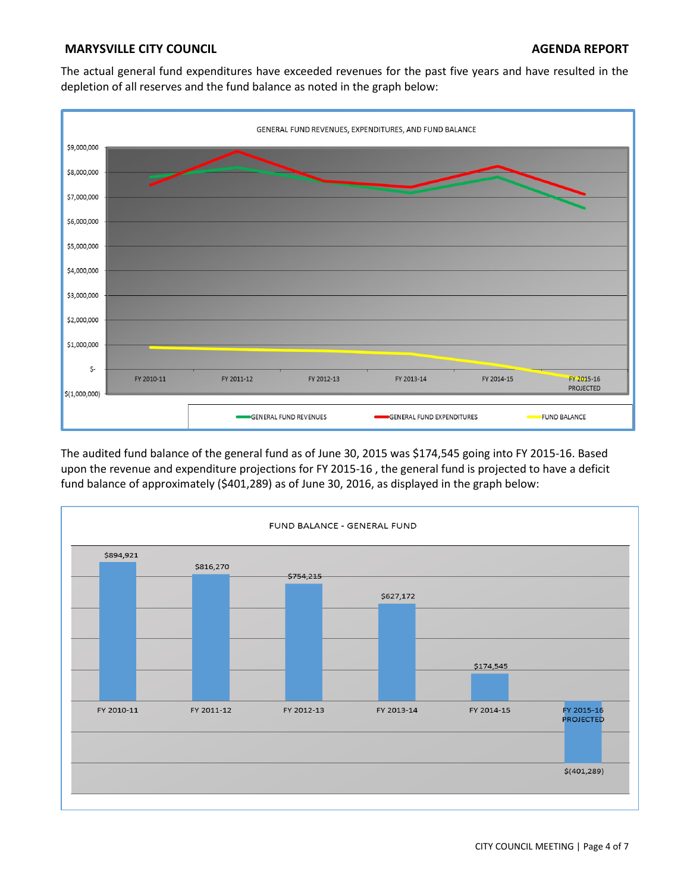The actual general fund expenditures have exceeded revenues for the past five years and have resulted in the depletion of all reserves and the fund balance as noted in the graph below:

GENERAL FUND REVENUES, EXPENDITURES, AND FUND BALANCE

The audited fund balance of the general fund as of June 30, 2015 was $174,545 going into FY 2015-16. Based upon the revenue and expenditure projections for FY 2015-16 , the general fund is projected to have a deficit fund balance of approximately ($401,289) as of June 30, 2016, as displayed in the graph below:

FUND BALANCE - GENERAL FUND

| Fiscal Year | Fund Balance |
|---|---|
| FY 2010-11 | $894,921 |
| FY 2011-12 | $816,270 |
| FY 2012-13 | $754,215 |
| FY 2013-14 | $627,172 |
| FY 2014-15 | $174,545 |
| FY 2015-16 PROJECTED | $(401,289) |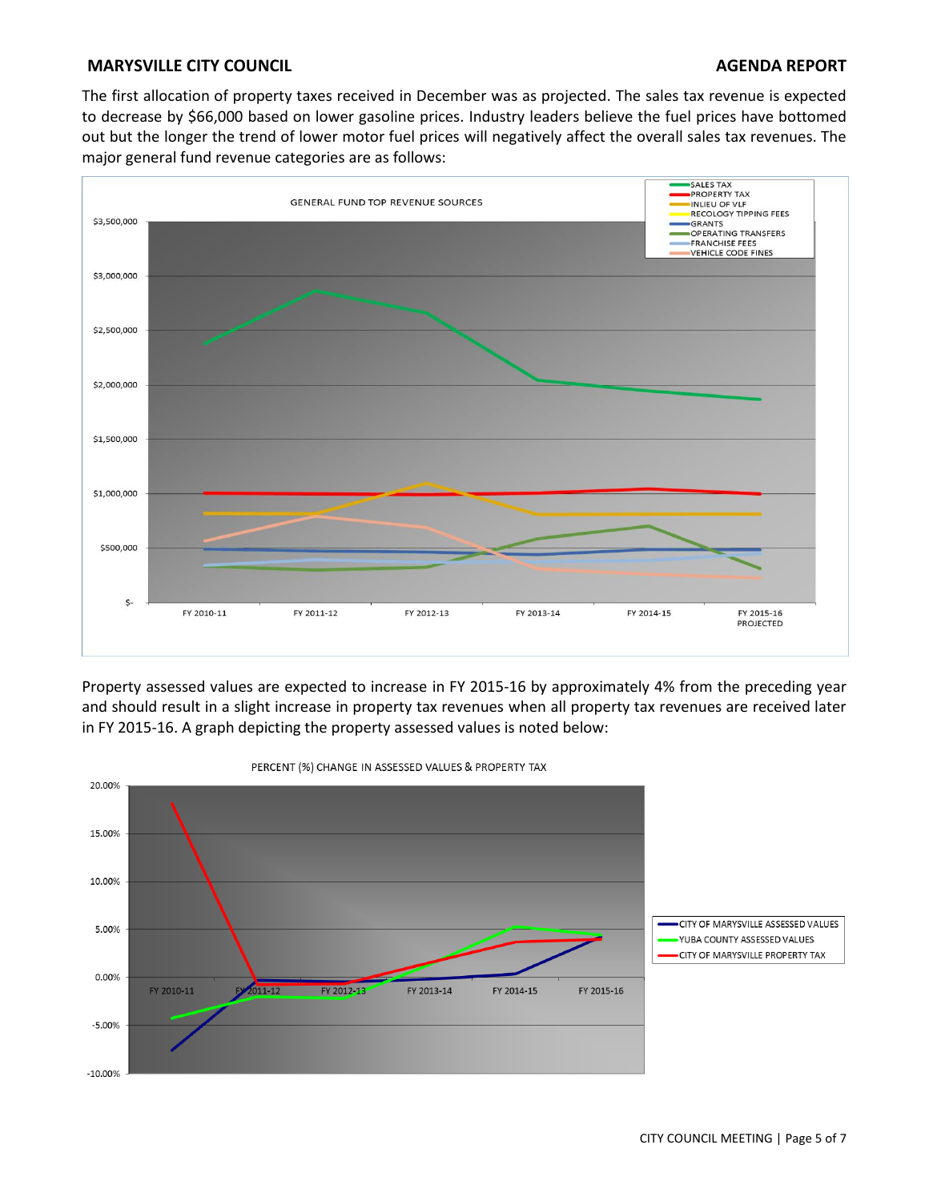The first allocation of property taxes received in December was as projected. The sales tax revenue is expected to decrease by $66,000 based on lower gasoline prices. Industry leaders believe the fuel prices have bottomed out but the longer the trend of lower motor fuel prices will negatively affect the overall sales tax revenues. The major general fund revenue categories are as follows:

GENERAL FUND TOP REVENUE SOURCES

- SALES TAX
- PROPERTY TAX
- INLIEU OF VLF
- RECOLOGY TIPPING FEES
- GRANTS
- OPERATING TRANSFERS
- FRANCHISE FEES
- VEHICLE CODE FINES

Property assessed values are expected to increase in FY 2015-16 by approximately 4% from the preceding year and should result in a slight increase in property tax revenues when all property tax revenues are received later in FY 2015-16. A graph depicting the property assessed values is noted below:

PERCENT (%) CHANGE IN ASSESSED VALUES & PROPERTY TAX

- CITY OF MARYSVILLE ASSESSED VALUES
- YUBA COUNTY ASSESSED VALUES
- CITY OF MARYSVILLE PROPERTY TAX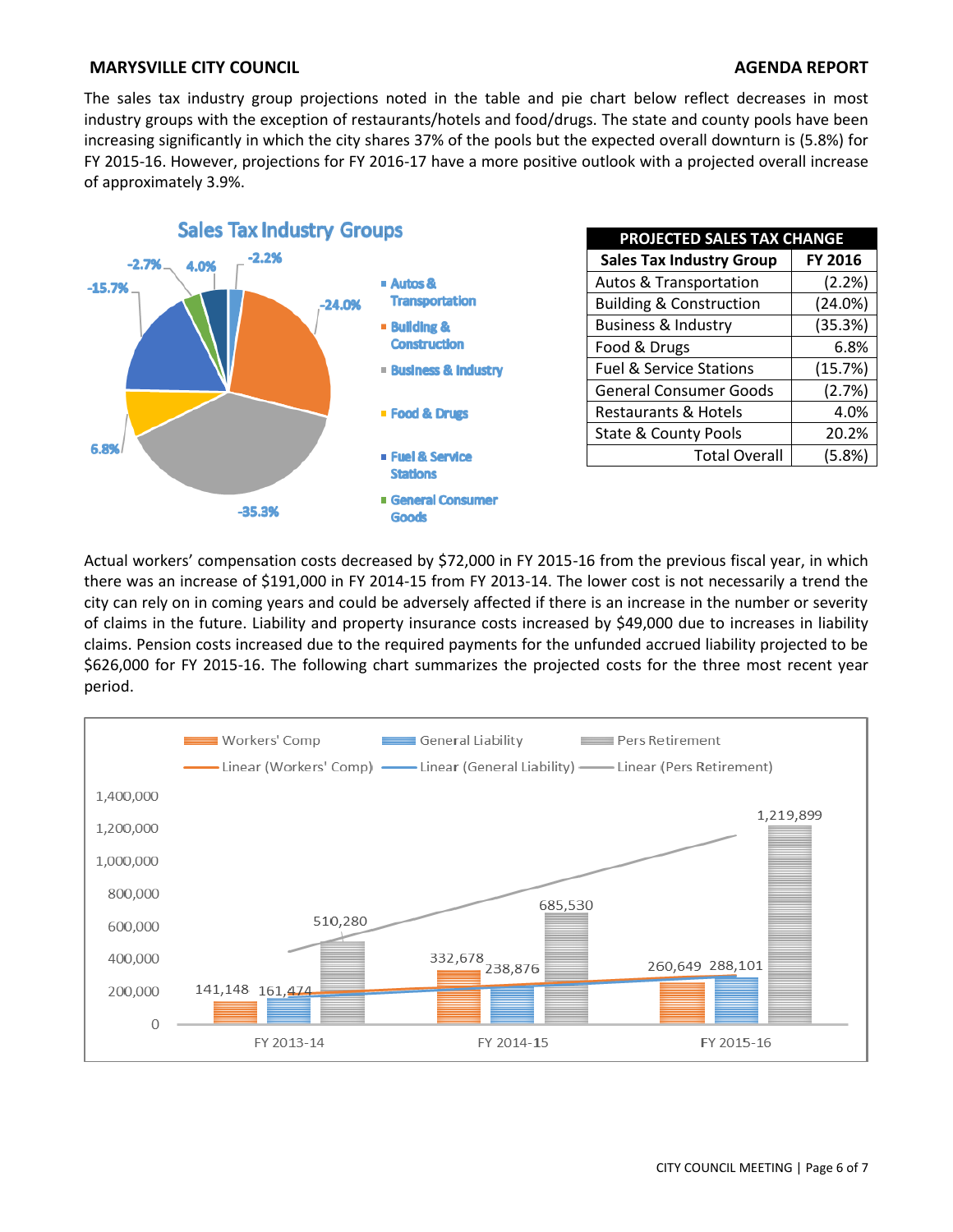The sales tax industry group projections noted in the table and pie chart below reflect decreases in most industry groups with the exception of restaurants/hotels and food/drugs. The state and county pools have been increasing significantly in which the city shares 37% of the pools but the expected overall downturn is (5.8%) for FY 2015-16. However, projections for FY 2016-17 have a more positive outlook with a projected overall increase of approximately 3.9%.

**Sales Tax Industry Groups**

| PROJECTED SALES TAX CHANGE | |
|---|---|
| **Sales Tax Industry Group** | **FY 2016** |
| Autos & Transportation | (2.2%) |
| Building & Construction | (24.0%) |
| Business & Industry | (35.3%) |
| Food & Drugs | 6.8% |
| Fuel & Service Stations | (15.7%) |
| General Consumer Goods | (2.7%) |
| Restaurants & Hotels | 4.0% |
| State & County Pools | 20.2% |
| Total Overall | (5.8%) |

Actual workers' compensation costs decreased by $72,000 in FY 2015-16 from the previous fiscal year, in which there was an increase of $191,000 in FY 2014-15 from FY 2013-14. The lower cost is not necessarily a trend the city can rely on in coming years and could be adversely affected if there is an increase in the number or severity of claims in the future. Liability and property insurance costs increased by $49,000 due to increases in liability claims. Pension costs increased due to the required payments for the unfunded accrued liability projected to be $626,000 for FY 2015-16. The following chart summarizes the projected costs for the three most recent year period.

| | Workers' Comp | General Liability | Pers Retirement |
|---|---|---|---|
| FY 2013-14 | 141,148 | 161,474 | 510,280 |
| FY 2014-15 | 332,678 | 238,876 | 685,530 |
| FY 2015-16 | 260,649 | 288,101 | 1,219,899 |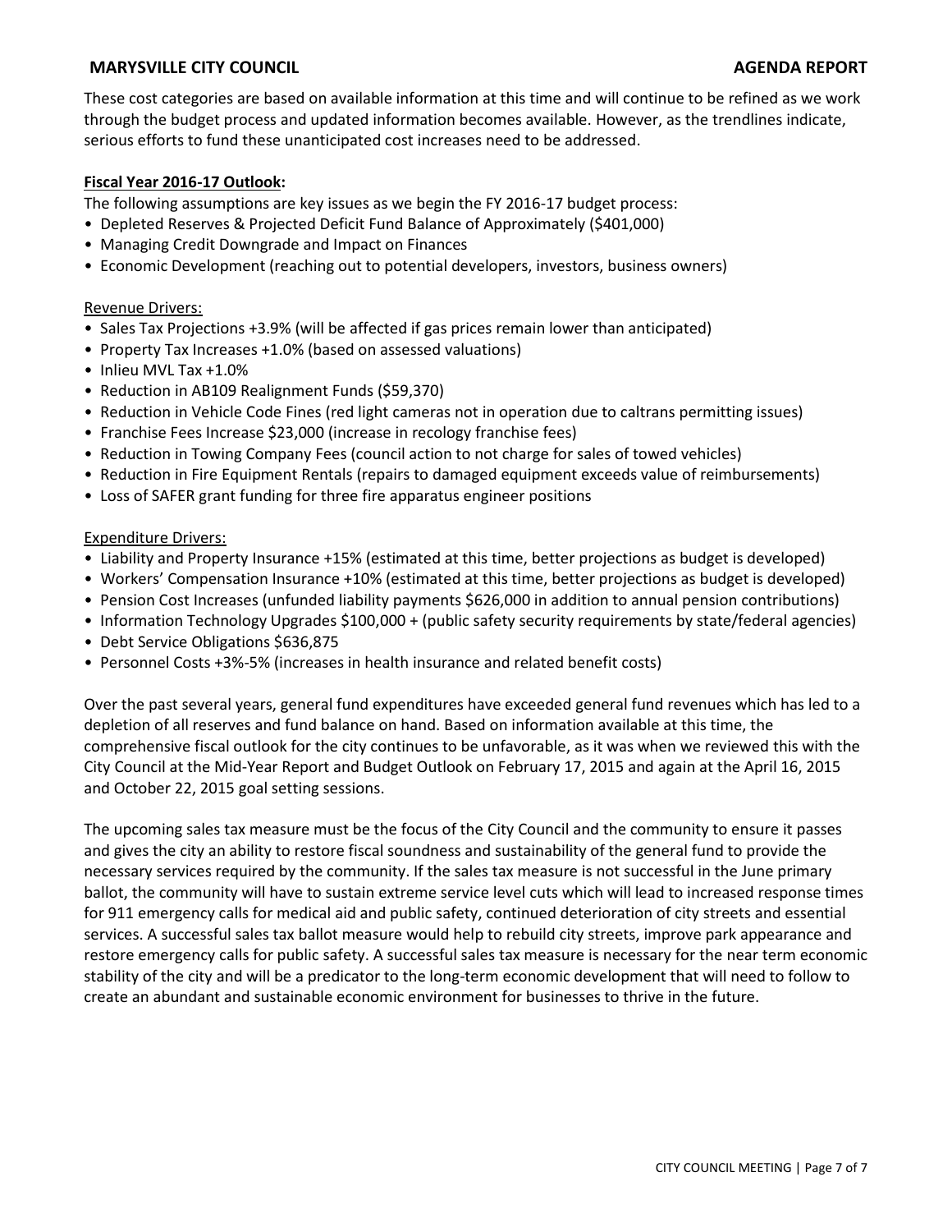These cost categories are based on available information at this time and will continue to be refined as we work through the budget process and updated information becomes available. However, as the trendlines indicate, serious efforts to fund these unanticipated cost increases need to be addressed.

**Fiscal Year 2016-17 Outlook:**

The following assumptions are key issues as we begin the FY 2016-17 budget process:

- Depleted Reserves & Projected Deficit Fund Balance of Approximately ($401,000)
- Managing Credit Downgrade and Impact on Finances
- Economic Development (reaching out to potential developers, investors, business owners)

Revenue Drivers:

- Sales Tax Projections +3.9% (will be affected if gas prices remain lower than anticipated)
- Property Tax Increases +1.0% (based on assessed valuations)
- Inlieu MVL Tax +1.0%
- Reduction in AB109 Realignment Funds ($59,370)
- Reduction in Vehicle Code Fines (red light cameras not in operation due to caltrans permitting issues)
- Franchise Fees Increase $23,000 (increase in recology franchise fees)
- Reduction in Towing Company Fees (council action to not charge for sales of towed vehicles)
- Reduction in Fire Equipment Rentals (repairs to damaged equipment exceeds value of reimbursements)
- Loss of SAFER grant funding for three fire apparatus engineer positions

Expenditure Drivers:

- Liability and Property Insurance +15% (estimated at this time, better projections as budget is developed)
- Workers' Compensation Insurance +10% (estimated at this time, better projections as budget is developed)
- Pension Cost Increases (unfunded liability payments $626,000 in addition to annual pension contributions)
- Information Technology Upgrades $100,000 + (public safety security requirements by state/federal agencies)
- Debt Service Obligations $636,875
- Personnel Costs +3%-5% (increases in health insurance and related benefit costs)

Over the past several years, general fund expenditures have exceeded general fund revenues which has led to a depletion of all reserves and fund balance on hand. Based on information available at this time, the comprehensive fiscal outlook for the city continues to be unfavorable, as it was when we reviewed this with the City Council at the Mid-Year Report and Budget Outlook on February 17, 2015 and again at the April 16, 2015 and October 22, 2015 goal setting sessions.

The upcoming sales tax measure must be the focus of the City Council and the community to ensure it passes and gives the city an ability to restore fiscal soundness and sustainability of the general fund to provide the necessary services required by the community. If the sales tax measure is not successful in the June primary ballot, the community will have to sustain extreme service level cuts which will lead to increased response times for 911 emergency calls for medical aid and public safety, continued deterioration of city streets and essential services. A successful sales tax ballot measure would help to rebuild city streets, improve park appearance and restore emergency calls for public safety. A successful sales tax measure is necessary for the near term economic stability of the city and will be a predicator to the long-term economic development that will need to follow to create an abundant and sustainable economic environment for businesses to thrive in the future.